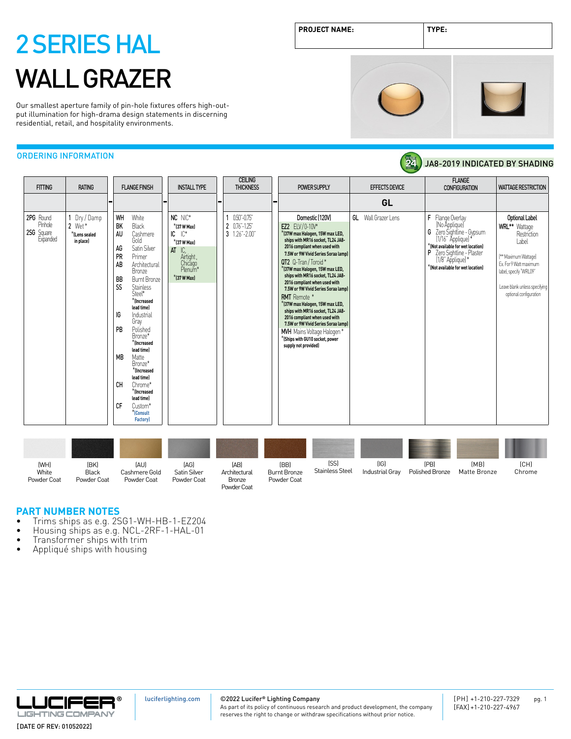| PROJECT NAME: | TYPE: |
|---|---|

# 2 SERIES HAL

# WALL GRAZER

Our smallest aperture family of pin-hole fixtures offers high-output illumination for high-drama design statements in discerning residential, retail, and hospitality environments.

## ORDERING INFORMATION

JA8-2019 INDICATED BY SHADING

| FITTING | RATING | FLANGE FINISH | INSTALL TYPE | CEILING THICKNESS | POWER SUPPLY | EFFECTS DEVICE | FLANGE CONFIGURATION | WATTAGE RESTRICTION |
|---|---|---|---|---|---|---|---|---|
| | | - | - | - | - | GL | | |
| 2PG Round Pinhole<br>2SG Square Expanded | 1 Dry / Damp<br>2 Wet*<br>*(Lens sealed in place) | WH White<br>BK Black<br>AU Cashmere Gold<br>AG Satin Silver<br>PR Primer<br>AB Architectural Bronze<br>BB Burnt Bronze<br>SS Stainless Steel* *(Increased lead time)<br>IG Industrial Gray<br>PB Polished Bronze* *(Increased lead time)<br>MB Matte Bronze* *(Increased lead time)<br>CH Chrome* *(Increased lead time)<br>CF Custom* *(Consult Factory) | NC NIC* *(37 W Max)<br>IC IC* *(37 W Max)<br>AT IC, Airtight, Chicago Plenum* *(37 W Max) | 1 0.50"-0.75"<br>2 0.76"-1.25"<br>3 1.26"-2.00" | Domestic (120V)<br>EZ2 ELV / 0-10V* *(37W max Halogen, 15W max LED, ships with MR16 socket, TL24 JA8-2016 compliant when used with 7.5W or 9W Vivid Series Soraa lamp)<br>QT2 Q-Tran / Toroid* *(37W max Halogen, 15W max LED, ships with MR16 socket, TL24 JA8-2016 compliant when used with 7.5W or 9W Vivid Series Soraa lamp)<br>RMT Remote* *(37W max Halogen, 15W max LED, ships with MR16 socket, TL24 JA8-2016 compliant when used with 7.5W or 9W Vivid Series Soraa lamp)<br>MVH Mains Voltage Halogen* *(Ships with GU10 socket, power supply not provided) | GL Wall Grazer Lens | F Flange Overlay (No Appliqué)<br>G Zero Sightline - Gypsum (1/16" Appliqué)* *(Not available for wet location)<br>P Zero Sightline - Plaster (1/8" Appliqué)* *(Not available for wet location) | Optional Label<br>WRL** Wattage Restriction Label<br>(** Maximum Wattage) Ex. For 9 Watt maximum label, specify "WRL09"<br>Leave blank unless specifying optional configuration |

(WH) White Powder Coat | (BK) Black Powder Coat | (AU) Cashmere Gold Powder Coat | (AG) Satin Silver Powder Coat | (AB) Architectural Bronze Powder Coat | (BB) Burnt Bronze Powder Coat | (SS) Stainless Steel | (IG) Industrial Gray | (PB) Polished Bronze | (MB) Matte Bronze | (CH) Chrome

## PART NUMBER NOTES

- Trims ships as e.g. 2SG1-WH-HB-1-EZ204
- Housing ships as e.g. NCL-2RF-1-HAL-01
- Transformer ships with trim
- Appliqué ships with housing

[DATE OF REV: 01052022]

luciferlighting.com

©2022 Lucifer® Lighting Company
As part of its policy of continuous research and product development, the company reserves the right to change or withdraw specifications without prior notice.

[PH] +1-210-227-7329
[FAX] +1-210-227-4967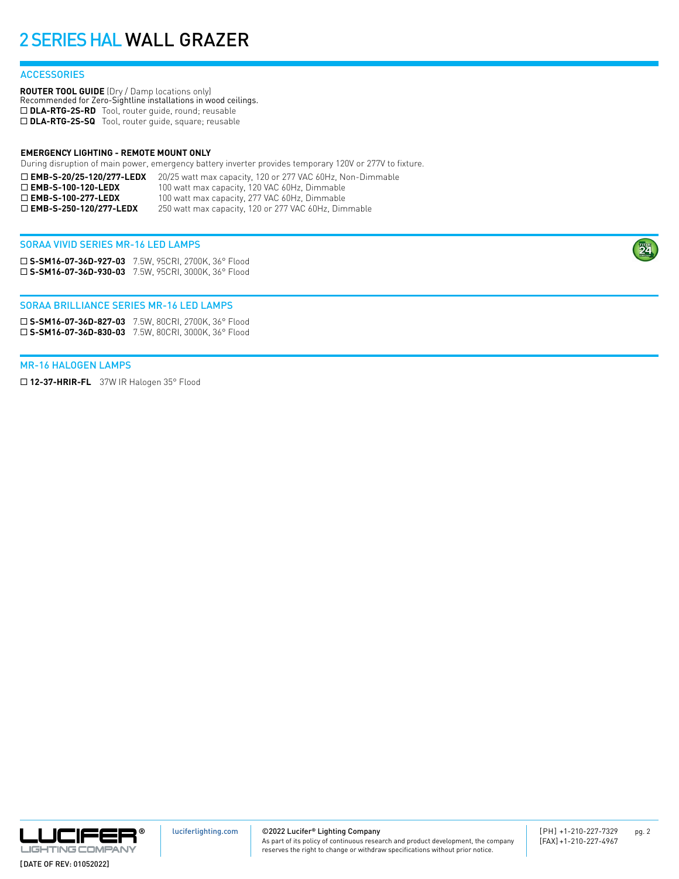# 2 SERIES HAL WALL GRAZER

## ACCESSORIES

**ROUTER TOOL GUIDE** (Dry / Damp locations only)
Recommended for Zero-Sightline installations in wood ceilings.

☐ **DLA-RTG-2S-RD** Tool, router guide, round; reusable
☐ **DLA-RTG-2S-SQ** Tool, router guide, square; reusable

**EMERGENCY LIGHTING - REMOTE MOUNT ONLY**
During disruption of main power, emergency battery inverter provides temporary 120V or 277V to fixture.

☐ **EMB-S-20/25-120/277-LEDX** 20/25 watt max capacity, 120 or 277 VAC 60Hz, Non-Dimmable
☐ **EMB-S-100-120-LEDX** 100 watt max capacity, 120 VAC 60Hz, Dimmable
☐ **EMB-S-100-277-LEDX** 100 watt max capacity, 277 VAC 60Hz, Dimmable
☐ **EMB-S-250-120/277-LEDX** 250 watt max capacity, 120 or 277 VAC 60Hz, Dimmable

## SORAA VIVID SERIES MR-16 LED LAMPS

☐ **S-SM16-07-36D-927-03** 7.5W, 95CRI, 2700K, 36° Flood
☐ **S-SM16-07-36D-930-03** 7.5W, 95CRI, 3000K, 36° Flood

## SORAA BRILLIANCE SERIES MR-16 LED LAMPS

☐ **S-SM16-07-36D-827-03** 7.5W, 80CRI, 2700K, 36° Flood
☐ **S-SM16-07-36D-830-03** 7.5W, 80CRI, 3000K, 36° Flood

## MR-16 HALOGEN LAMPS

☐ **12-37-HRIR-FL** 37W IR Halogen 35° Flood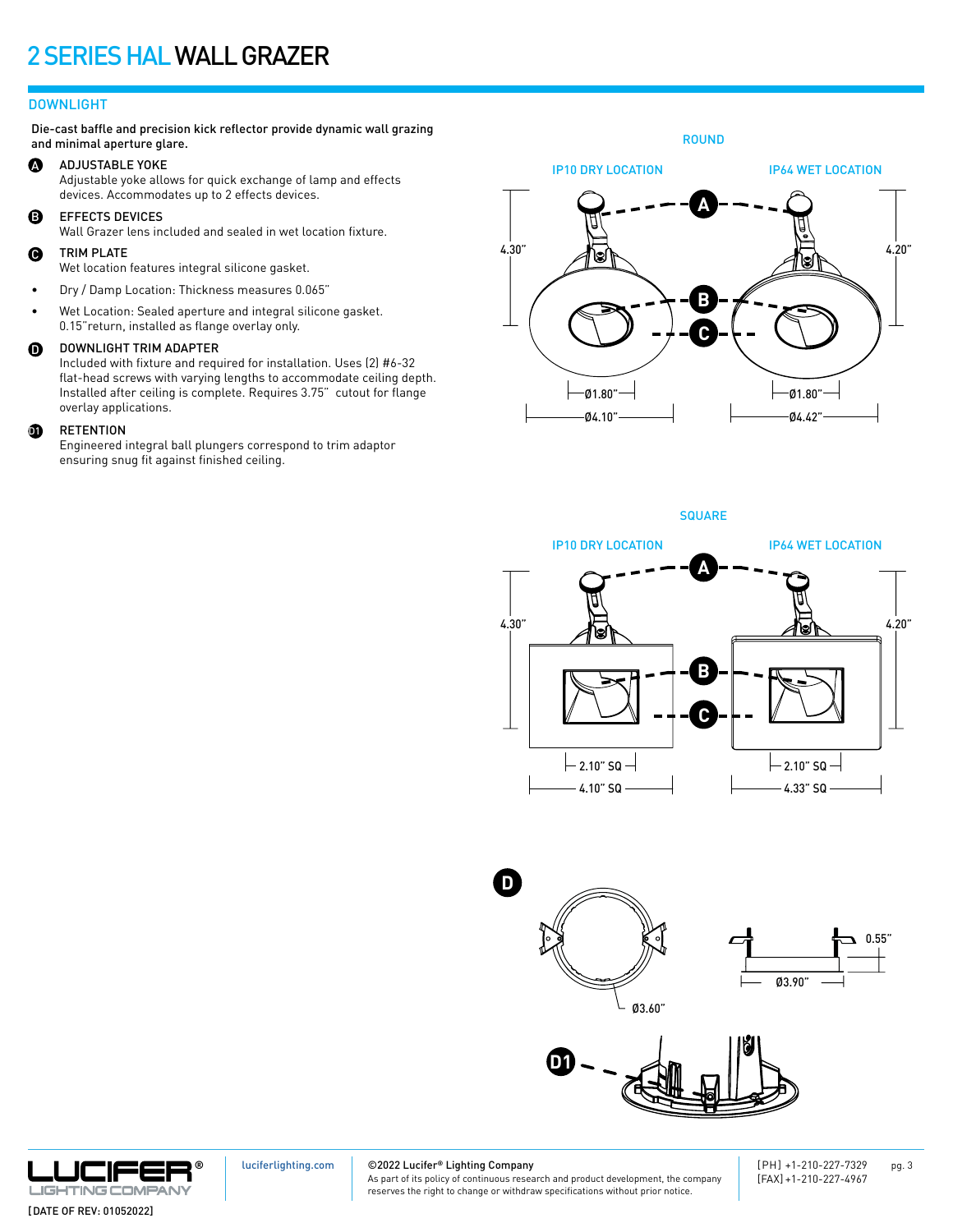# 2 SERIES HAL WALL GRAZER

## DOWNLIGHT

Die-cast baffle and precision kick reflector provide dynamic wall grazing and minimal aperture glare.

**A** ADJUSTABLE YOKE
Adjustable yoke allows for quick exchange of lamp and effects devices. Accommodates up to 2 effects devices.

**B** EFFECTS DEVICES
Wall Grazer lens included and sealed in wet location fixture.

**C** TRIM PLATE
Wet location features integral silicone gasket.

- Dry / Damp Location: Thickness measures 0.065"
- Wet Location: Sealed aperture and integral silicone gasket. 0.15"return, installed as flange overlay only.

**D** DOWNLIGHT TRIM ADAPTER
Included with fixture and required for installation. Uses (2) #6-32 flat-head screws with varying lengths to accommodate ceiling depth. Installed after ceiling is complete. Requires 3.75" cutout for flange overlay applications.

**D1** RETENTION
Engineered integral ball plungers correspond to trim adaptor ensuring snug fit against finished ceiling.

ROUND

IP10 DRY LOCATION — 4.30" — Ø1.80" — Ø4.10"

IP64 WET LOCATION — 4.20" — Ø1.80" — Ø4.42"

SQUARE

IP10 DRY LOCATION — 4.30" — 2.10" SQ — 4.10" SQ

IP64 WET LOCATION — 4.20" — 2.10" SQ — 4.33" SQ

D — Ø3.60" — Ø3.90" — 0.55"

D1

luciferlighting.com

©2022 Lucifer® Lighting Company
As part of its policy of continuous research and product development, the company reserves the right to change or withdraw specifications without prior notice.

[PH] +1-210-227-7329
[FAX] +1-210-227-4967

[DATE OF REV: 01052022]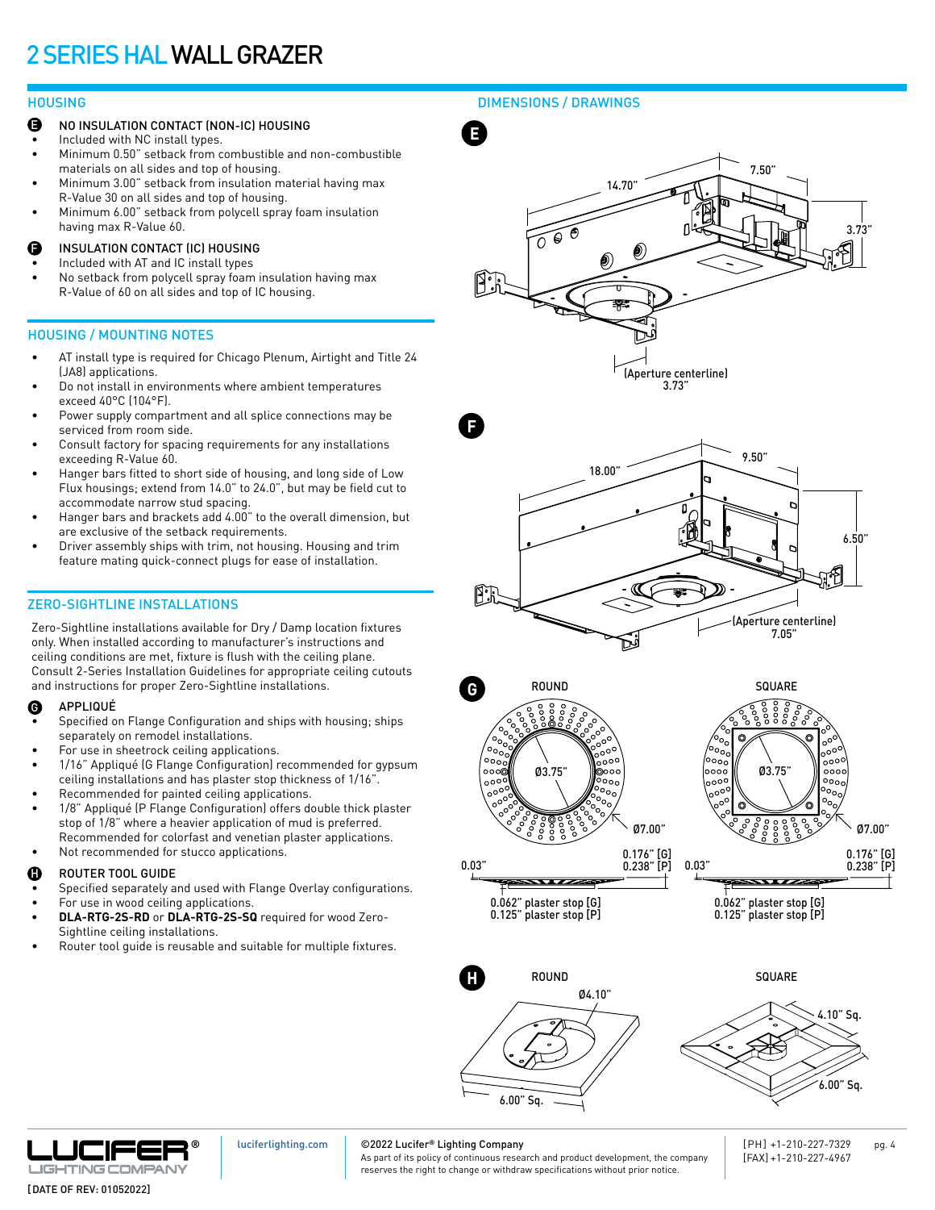# 2 SERIES HAL WALL GRAZER

## HOUSING

**E** NO INSULATION CONTACT (NON-IC) HOUSING

- Included with NC install types.
- Minimum 0.50" setback from combustible and non-combustible materials on all sides and top of housing.
- Minimum 3.00" setback from insulation material having max R-Value 30 on all sides and top of housing.
- Minimum 6.00" setback from polycell spray foam insulation having max R-Value 60.

**F** INSULATION CONTACT (IC) HOUSING

- Included with AT and IC install types
- No setback from polycell spray foam insulation having max R-Value of 60 on all sides and top of IC housing.

## HOUSING / MOUNTING NOTES

- AT install type is required for Chicago Plenum, Airtight and Title 24 (JA8) applications.
- Do not install in environments where ambient temperatures exceed 40°C (104°F).
- Power supply compartment and all splice connections may be serviced from room side.
- Consult factory for spacing requirements for any installations exceeding R-Value 60.
- Hanger bars fitted to short side of housing, and long side of Low Flux housings; extend from 14.0" to 24.0", but may be field cut to accommodate narrow stud spacing.
- Hanger bars and brackets add 4.00" to the overall dimension, but are exclusive of the setback requirements.
- Driver assembly ships with trim, not housing. Housing and trim feature mating quick-connect plugs for ease of installation.

## ZERO-SIGHTLINE INSTALLATIONS

Zero-Sightline installations available for Dry / Damp location fixtures only. When installed according to manufacturer's instructions and ceiling conditions are met, fixture is flush with the ceiling plane. Consult 2-Series Installation Guidelines for appropriate ceiling cutouts and instructions for proper Zero-Sightline installations.

**G** APPLIQUÉ

- Specified on Flange Configuration and ships with housing; ships separately on remodel installations.
- For use in sheetrock ceiling applications.
- 1/16" Appliqué (G Flange Configuration) recommended for gypsum ceiling installations and has plaster stop thickness of 1/16".
- Recommended for painted ceiling applications.
- 1/8" Appliqué (P Flange Configuration) offers double thick plaster stop of 1/8" where a heavier application of mud is preferred. Recommended for colorfast and venetian plaster applications.
- Not recommended for stucco applications.

**H** ROUTER TOOL GUIDE

- Specified separately and used with Flange Overlay configurations.
- For use in wood ceiling applications.
- **DLA-RTG-2S-RD** or **DLA-RTG-2S-SQ** required for wood Zero-Sightline ceiling installations.
- Router tool guide is reusable and suitable for multiple fixtures.

## DIMENSIONS / DRAWINGS

**E**

14.70" | 7.50" | 3.73"

(Aperture centerline) 3.73"

**F**

18.00" | 9.50" | 6.50"

(Aperture centerline) 7.05"

**G**

ROUND: Ø3.75" | Ø7.00" | 0.03" | 0.176" [G] 0.238" [P] | 0.062" plaster stop [G] 0.125" plaster stop [P]

SQUARE: Ø3.75" | Ø7.00" | 0.03" | 0.176" [G] 0.238" [P] | 0.062" plaster stop [G] 0.125" plaster stop [P]

**H**

ROUND: Ø4.10" | 6.00" Sq.

SQUARE: 4.10" Sq. | 6.00" Sq.

LUCIFER® LIGHTING COMPANY

[DATE OF REV: 01052022]

luciferlighting.com

©2022 Lucifer® Lighting Company
As part of its policy of continuous research and product development, the company reserves the right to change or withdraw specifications without prior notice.

[PH] +1-210-227-7329
[FAX] +1-210-227-4967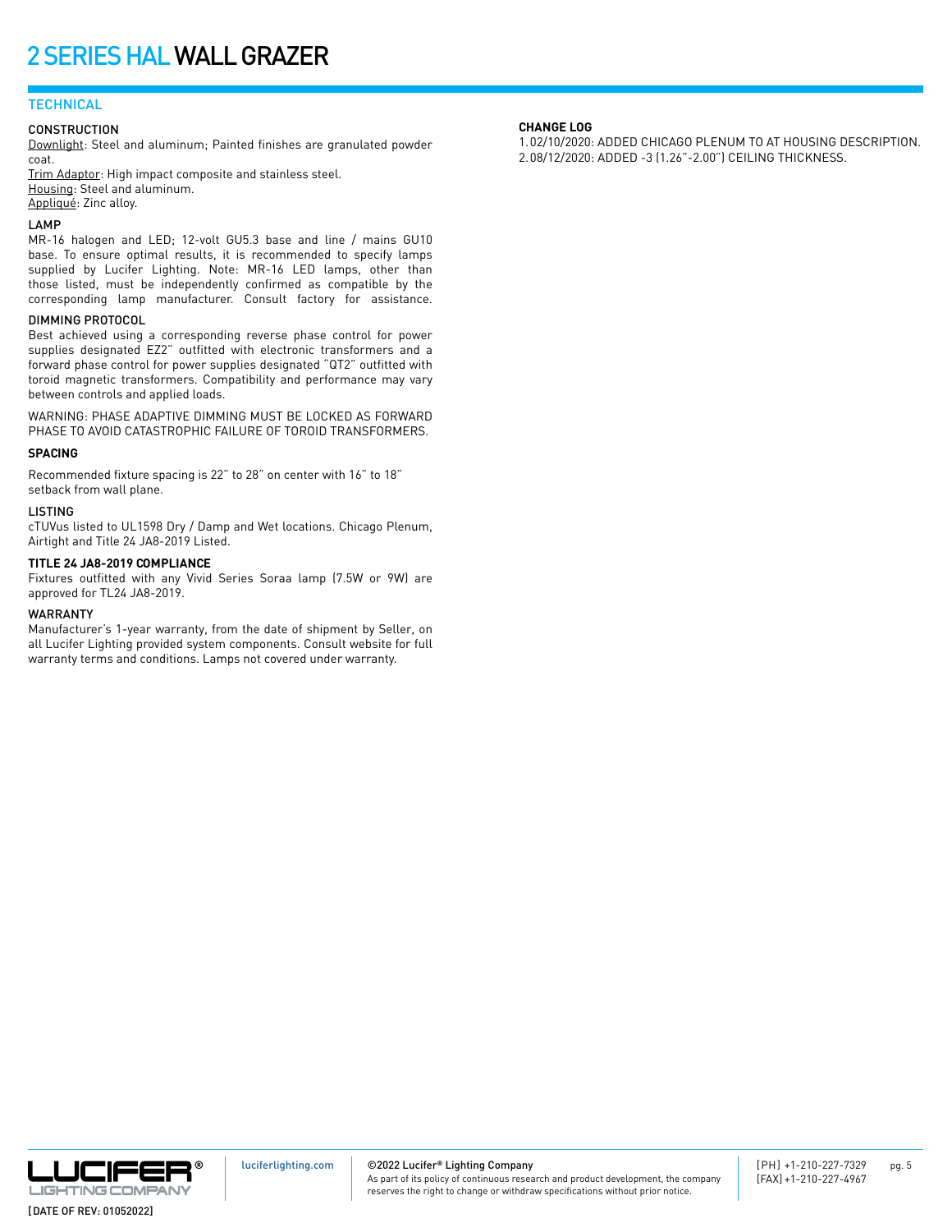# 2 SERIES HAL WALL GRAZER

## TECHNICAL

### CONSTRUCTION

Downlight: Steel and aluminum; Painted finishes are granulated powder coat.
Trim Adaptor: High impact composite and stainless steel.
Housing: Steel and aluminum.
Appliqué: Zinc alloy.

### LAMP

MR-16 halogen and LED; 12-volt GU5.3 base and line / mains GU10 base. To ensure optimal results, it is recommended to specify lamps supplied by Lucifer Lighting. Note: MR-16 LED lamps, other than those listed, must be independently confirmed as compatible by the corresponding lamp manufacturer. Consult factory for assistance.

### DIMMING PROTOCOL

Best achieved using a corresponding reverse phase control for power supplies designated EZ2" outfitted with electronic transformers and a forward phase control for power supplies designated "QT2" outfitted with toroid magnetic transformers. Compatibility and performance may vary between controls and applied loads.

WARNING: PHASE ADAPTIVE DIMMING MUST BE LOCKED AS FORWARD PHASE TO AVOID CATASTROPHIC FAILURE OF TOROID TRANSFORMERS.

### SPACING

Recommended fixture spacing is 22" to 28" on center with 16" to 18" setback from wall plane.

### LISTING

cTUVus listed to UL1598 Dry / Damp and Wet locations. Chicago Plenum, Airtight and Title 24 JA8-2019 Listed.

### TITLE 24 JA8-2019 COMPLIANCE

Fixtures outfitted with any Vivid Series Soraa lamp (7.5W or 9W) are approved for TL24 JA8-2019.

### WARRANTY

Manufacturer's 1-year warranty, from the date of shipment by Seller, on all Lucifer Lighting provided system components. Consult website for full warranty terms and conditions. Lamps not covered under warranty.

### CHANGE LOG

1. 02/10/2020: ADDED CHICAGO PLENUM TO AT HOUSING DESCRIPTION.
2. 08/12/2020: ADDED -3 (1.26"-2.00") CEILING THICKNESS.

LUCIFER® LIGHTING COMPANY

[DATE OF REV: 01052022]

luciferlighting.com

©2022 Lucifer® Lighting Company
As part of its policy of continuous research and product development, the company reserves the right to change or withdraw specifications without prior notice.

[PH] +1-210-227-7329
[FAX] +1-210-227-4967